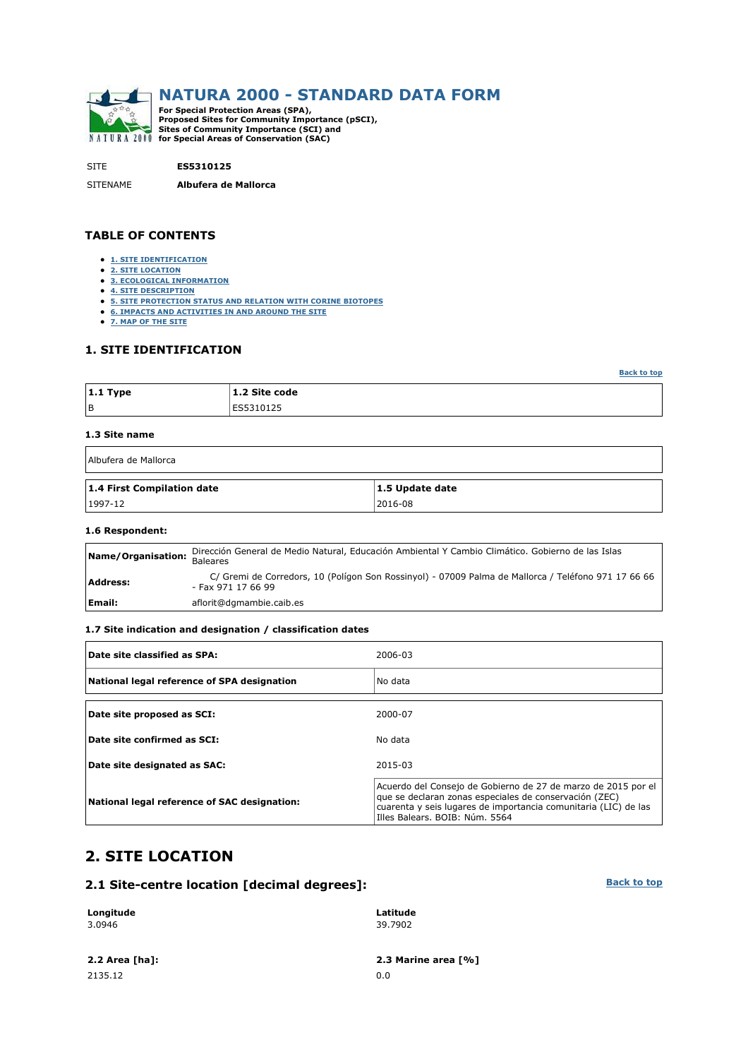# NATURA 2000 - STANDARD DATA FORM

**For Special Protection Areas (SPA), Proposed Sites for Community Importance (pSCI), Sites of Community Importance (SCI) and for Special Areas of Conservation (SAC)**

SITE **ES5310125**

SITENAME **Albufera de Mallorca**

## TABLE OF CONTENTS

- 1. SITE IDENTIFICATION
- 2. SITE LOCATION
- 3. ECOLOGICAL INFORMATION
- 4. SITE DESCRIPTION
- 5. SITE PROTECTION STATUS AND RELATION WITH CORINE BIOTOPES
- 6. IMPACTS AND ACTIVITIES IN AND AROUND THE SITE
- 7. MAP OF THE SITE

## 1. SITE IDENTIFICATION

| 1.1 Type | 1.2 Site code |
|---|---|
| B | ES5310125 |

### 1.3 Site name

Albufera de Mallorca

| 1.4 First Compilation date | 1.5 Update date |
|---|---|
| 1997-12 | 2016-08 |

### 1.6 Respondent:

| | |
|---|---|
| **Name/Organisation:** | Dirección General de Medio Natural, Educación Ambiental Y Cambio Climático. Gobierno de las Islas Baleares |
| **Address:** | C/ Gremi de Corredors, 10 (Polígon Son Rossinyol) - 07009 Palma de Mallorca / Teléfono 971 17 66 66 - Fax 971 17 66 99 |
| **Email:** | aflorit@dgmambie.caib.es |

### 1.7 Site indication and designation / classification dates

| | |
|---|---|
| **Date site classified as SPA:** | 2006-03 |
| **National legal reference of SPA designation** | No data |
| **Date site proposed as SCI:** | 2000-07 |
| **Date site confirmed as SCI:** | No data |
| **Date site designated as SAC:** | 2015-03 |
| **National legal reference of SAC designation:** | Acuerdo del Consejo de Gobierno de 27 de marzo de 2015 por el que se declaran zonas especiales de conservación (ZEC) cuarenta y seis lugares de importancia comunitaria (LIC) de las Illes Balears. BOIB: Núm. 5564 |

## 2. SITE LOCATION

### 2.1 Site-centre location [decimal degrees]:

| Longitude | Latitude |
|---|---|
| 3.0946 | 39.7902 |

| 2.2 Area [ha]: | 2.3 Marine area [%] |
|---|---|
| 2135.12 | 0.0 |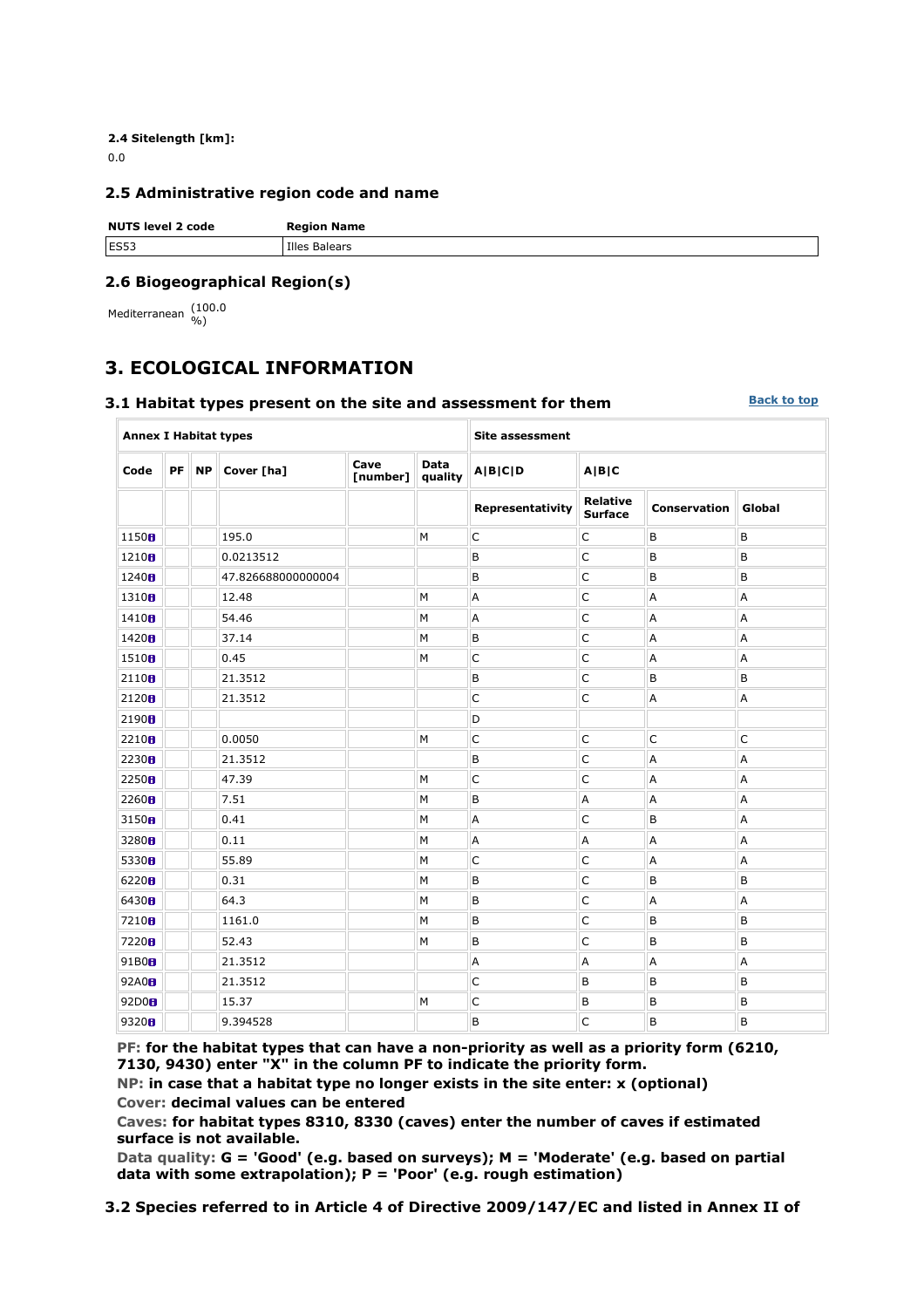**2.4 Sitelength [km]:**

0.0

### 2.5 Administrative region code and name

| NUTS level 2 code | Region Name |
|---|---|
| ES53 | Illes Balears |

### 2.6 Biogeographical Region(s)

Mediterranean (100.0 %)

## 3. ECOLOGICAL INFORMATION

### 3.1 Habitat types present on the site and assessment for them

Back to top

| Annex I Habitat types | | | | | | Site assessment | | | |
|---|---|---|---|---|---|---|---|---|---|
| Code | PF | NP | Cover [ha] | Cave [number] | Data quality | A\|B\|C\|D | A\|B\|C | | |
| | | | | | | Representativity | Relative Surface | Conservation | Global |
| 1150 | | | 195.0 | | M | C | C | B | B |
| 1210 | | | 0.0213512 | | | B | C | B | B |
| 1240 | | | 47.826688000000004 | | | B | C | B | B |
| 1310 | | | 12.48 | | M | A | C | A | A |
| 1410 | | | 54.46 | | M | A | C | A | A |
| 1420 | | | 37.14 | | M | B | C | A | A |
| 1510 | | | 0.45 | | M | C | C | A | A |
| 2110 | | | 21.3512 | | | B | C | B | B |
| 2120 | | | 21.3512 | | | C | C | A | A |
| 2190 | | | | | | D | | | |
| 2210 | | | 0.0050 | | M | C | C | C | C |
| 2230 | | | 21.3512 | | | B | C | A | A |
| 2250 | | | 47.39 | | M | C | C | A | A |
| 2260 | | | 7.51 | | M | B | A | A | A |
| 3150 | | | 0.41 | | M | A | C | B | A |
| 3280 | | | 0.11 | | M | A | A | A | A |
| 5330 | | | 55.89 | | M | C | C | A | A |
| 6220 | | | 0.31 | | M | B | C | B | B |
| 6430 | | | 64.3 | | M | B | C | A | A |
| 7210 | | | 1161.0 | | M | B | C | B | B |
| 7220 | | | 52.43 | | M | B | C | B | B |
| 91B0 | | | 21.3512 | | | A | A | A | A |
| 92A0 | | | 21.3512 | | | C | B | B | B |
| 92D0 | | | 15.37 | | M | C | B | B | B |
| 9320 | | | 9.394528 | | | B | C | B | B |

**PF: for the habitat types that can have a non-priority as well as a priority form (6210, 7130, 9430) enter "X" in the column PF to indicate the priority form.**
**NP: in case that a habitat type no longer exists in the site enter: x (optional)**
**Cover: decimal values can be entered**
**Caves: for habitat types 8310, 8330 (caves) enter the number of caves if estimated surface is not available.**
**Data quality: G = 'Good' (e.g. based on surveys); M = 'Moderate' (e.g. based on partial data with some extrapolation); P = 'Poor' (e.g. rough estimation)**

### 3.2 Species referred to in Article 4 of Directive 2009/147/EC and listed in Annex II of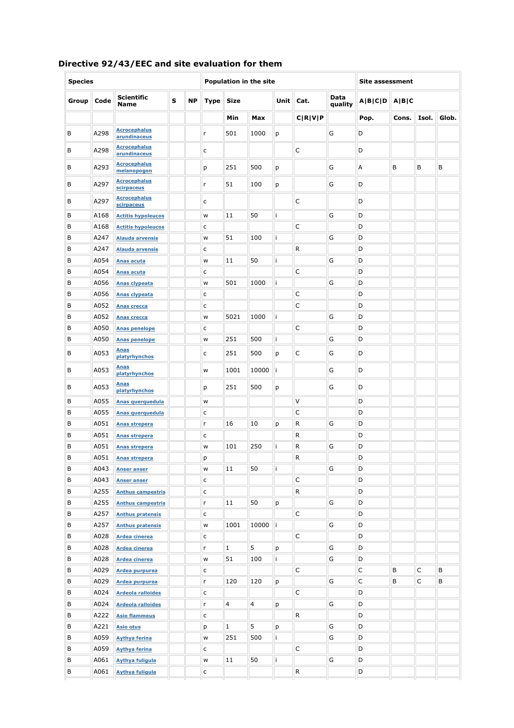## Directive 92/43/EEC and site evaluation for them

| Species | | | | | Population in the site | | | | | | Site assessment | | | |
|---|---|---|---|---|---|---|---|---|---|---|---|---|---|---|
| Group | Code | Scientific Name | S | NP | Type | Size | | Unit | Cat. | Data quality | A\|B\|C\|D | A\|B\|C | | |
| | | | | | | Min | Max | | C\|R\|V\|P | | Pop. | Cons. | Isol. | Glob. |
| B | A298 | Acrocephalus arundinaceus | | | r | 501 | 1000 | p | | G | D | | | |
| B | A298 | Acrocephalus arundinaceus | | | c | | | | C | | D | | | |
| B | A293 | Acrocephalus melanopogon | | | p | 251 | 500 | p | | G | A | B | B | B |
| B | A297 | Acrocephalus scirpaceus | | | r | 51 | 100 | p | | G | D | | | |
| B | A297 | Acrocephalus scirpaceus | | | c | | | | C | | D | | | |
| B | A168 | Actitis hypoleucos | | | w | 11 | 50 | i | | G | D | | | |
| B | A168 | Actitis hypoleucos | | | c | | | | C | | D | | | |
| B | A247 | Alauda arvensis | | | w | 51 | 100 | i | | G | D | | | |
| B | A247 | Alauda arvensis | | | c | | | | R | | D | | | |
| B | A054 | Anas acuta | | | w | 11 | 50 | i | | G | D | | | |
| B | A054 | Anas acuta | | | c | | | | C | | D | | | |
| B | A056 | Anas clypeata | | | w | 501 | 1000 | i | | G | D | | | |
| B | A056 | Anas clypeata | | | c | | | | C | | D | | | |
| B | A052 | Anas crecca | | | c | | | | C | | D | | | |
| B | A052 | Anas crecca | | | w | 5021 | 1000 | i | | G | D | | | |
| B | A050 | Anas penelope | | | c | | | | C | | D | | | |
| B | A050 | Anas penelope | | | w | 251 | 500 | i | | G | D | | | |
| B | A053 | Anas platyrhynchos | | | c | 251 | 500 | p | C | G | D | | | |
| B | A053 | Anas platyrhynchos | | | w | 1001 | 10000 | i | | G | D | | | |
| B | A053 | Anas platyrhynchos | | | p | 251 | 500 | p | | G | D | | | |
| B | A055 | Anas querquedula | | | w | | | | V | | D | | | |
| B | A055 | Anas querquedula | | | c | | | | C | | D | | | |
| B | A051 | Anas strepera | | | r | 16 | 10 | p | R | G | D | | | |
| B | A051 | Anas strepera | | | c | | | | R | | D | | | |
| B | A051 | Anas strepera | | | w | 101 | 250 | i | R | G | D | | | |
| B | A051 | Anas strepera | | | p | | | | R | | D | | | |
| B | A043 | Anser anser | | | w | 11 | 50 | i | | G | D | | | |
| B | A043 | Anser anser | | | c | | | | C | | D | | | |
| B | A255 | Anthus campestris | | | c | | | | R | | D | | | |
| B | A255 | Anthus campestris | | | r | 11 | 50 | p | | G | D | | | |
| B | A257 | Anthus pratensis | | | c | | | | C | | D | | | |
| B | A257 | Anthus pratensis | | | w | 1001 | 10000 | i | | G | D | | | |
| B | A028 | Ardea cinerea | | | c | | | | C | | D | | | |
| B | A028 | Ardea cinerea | | | r | 1 | 5 | p | | G | D | | | |
| B | A028 | Ardea cinerea | | | w | 51 | 100 | i | | G | D | | | |
| B | A029 | Ardea purpurea | | | c | | | | C | | C | B | C | B |
| B | A029 | Ardea purpurea | | | r | 120 | 120 | p | | G | C | B | C | B |
| B | A024 | Ardeola ralloides | | | c | | | | C | | D | | | |
| B | A024 | Ardeola ralloides | | | r | 4 | 4 | p | | G | D | | | |
| B | A222 | Asio flammeus | | | c | | | | R | | D | | | |
| B | A221 | Asio otus | | | p | 1 | 5 | p | | G | D | | | |
| B | A059 | Aythya ferina | | | w | 251 | 500 | i | | G | D | | | |
| B | A059 | Aythya ferina | | | c | | | | C | | D | | | |
| B | A061 | Aythya fuligula | | | w | 11 | 50 | i | | G | D | | | |
| B | A061 | Aythya fuligula | | | c | | | | R | | D | | | |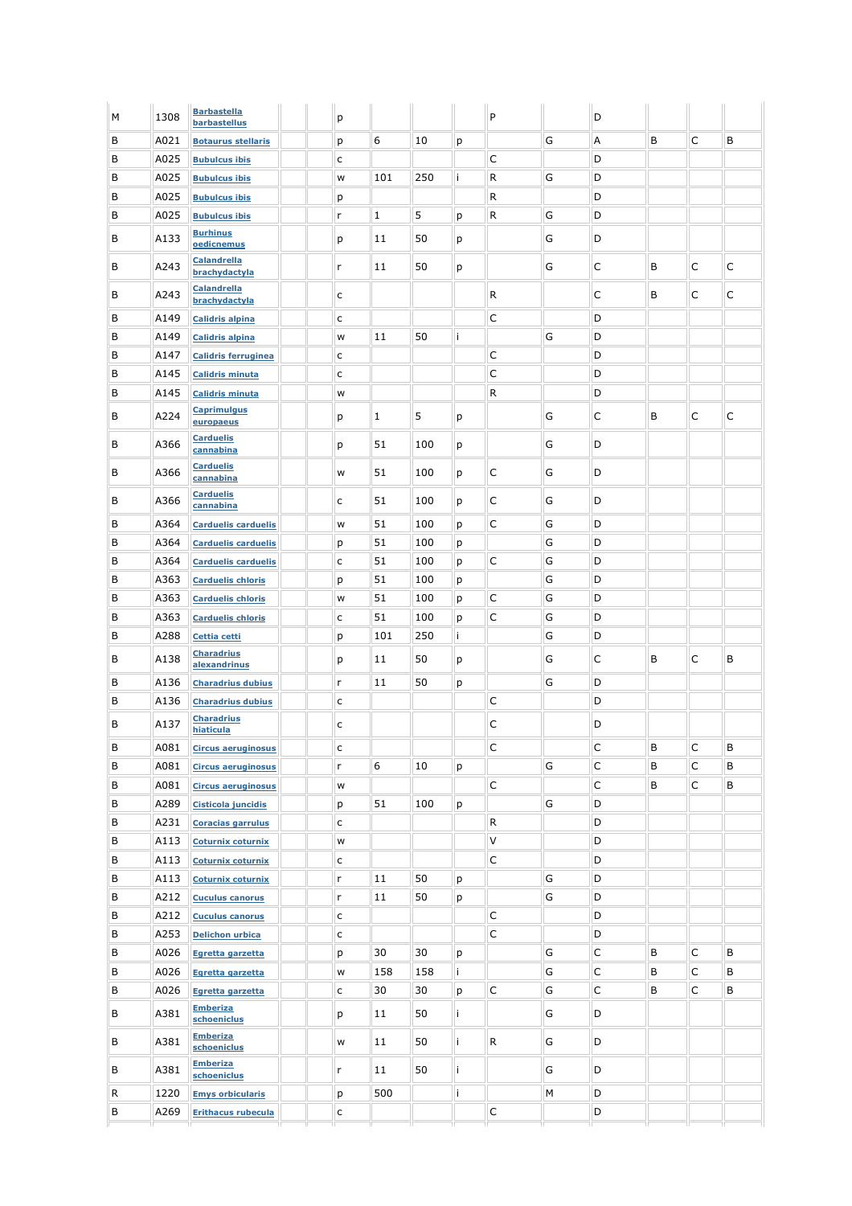| M | 1308 | Barbastella barbastellus | | | p | | | | P | | D | | | |
|---|---|---|---|---|---|---|---|---|---|---|---|---|---|---|
| B | A021 | Botaurus stellaris | | | p | 6 | 10 | p | | G | A | B | C | B |
| B | A025 | Bubulcus ibis | | | c | | | | C | | D | | | |
| B | A025 | Bubulcus ibis | | | w | 101 | 250 | i | R | G | D | | | |
| B | A025 | Bubulcus ibis | | | p | | | | R | | D | | | |
| B | A025 | Bubulcus ibis | | | r | 1 | 5 | p | R | G | D | | | |
| B | A133 | Burhinus oedicnemus | | | p | 11 | 50 | p | | G | D | | | |
| B | A243 | Calandrella brachydactyla | | | r | 11 | 50 | p | | G | C | B | C | C |
| B | A243 | Calandrella brachydactyla | | | c | | | | R | | C | B | C | C |
| B | A149 | Calidris alpina | | | c | | | | C | | D | | | |
| B | A149 | Calidris alpina | | | w | 11 | 50 | i | | G | D | | | |
| B | A147 | Calidris ferruginea | | | c | | | | C | | D | | | |
| B | A145 | Calidris minuta | | | c | | | | C | | D | | | |
| B | A145 | Calidris minuta | | | w | | | | R | | D | | | |
| B | A224 | Caprimulgus europaeus | | | p | 1 | 5 | p | | G | C | B | C | C |
| B | A366 | Carduelis cannabina | | | p | 51 | 100 | p | | G | D | | | |
| B | A366 | Carduelis cannabina | | | w | 51 | 100 | p | C | G | D | | | |
| B | A366 | Carduelis cannabina | | | c | 51 | 100 | p | C | G | D | | | |
| B | A364 | Carduelis carduelis | | | w | 51 | 100 | p | C | G | D | | | |
| B | A364 | Carduelis carduelis | | | p | 51 | 100 | p | | G | D | | | |
| B | A364 | Carduelis carduelis | | | c | 51 | 100 | p | C | G | D | | | |
| B | A363 | Carduelis chloris | | | p | 51 | 100 | p | | G | D | | | |
| B | A363 | Carduelis chloris | | | w | 51 | 100 | p | C | G | D | | | |
| B | A363 | Carduelis chloris | | | c | 51 | 100 | p | C | G | D | | | |
| B | A288 | Cettia cetti | | | p | 101 | 250 | i | | G | D | | | |
| B | A138 | Charadrius alexandrinus | | | p | 11 | 50 | p | | G | C | B | C | B |
| B | A136 | Charadrius dubius | | | r | 11 | 50 | p | | G | D | | | |
| B | A136 | Charadrius dubius | | | c | | | | C | | D | | | |
| B | A137 | Charadrius hiaticula | | | c | | | | C | | D | | | |
| B | A081 | Circus aeruginosus | | | c | | | | C | | C | B | C | B |
| B | A081 | Circus aeruginosus | | | r | 6 | 10 | p | | G | C | B | C | B |
| B | A081 | Circus aeruginosus | | | w | | | | C | | C | B | C | B |
| B | A289 | Cisticola juncidis | | | p | 51 | 100 | p | | G | D | | | |
| B | A231 | Coracias garrulus | | | c | | | | R | | D | | | |
| B | A113 | Coturnix coturnix | | | w | | | | V | | D | | | |
| B | A113 | Coturnix coturnix | | | c | | | | C | | D | | | |
| B | A113 | Coturnix coturnix | | | r | 11 | 50 | p | | G | D | | | |
| B | A212 | Cuculus canorus | | | r | 11 | 50 | p | | G | D | | | |
| B | A212 | Cuculus canorus | | | c | | | | C | | D | | | |
| B | A253 | Delichon urbica | | | c | | | | C | | D | | | |
| B | A026 | Egretta garzetta | | | p | 30 | 30 | p | | G | C | B | C | B |
| B | A026 | Egretta garzetta | | | w | 158 | 158 | i | | G | C | B | C | B |
| B | A026 | Egretta garzetta | | | c | 30 | 30 | p | C | G | C | B | C | B |
| B | A381 | Emberiza schoeniclus | | | p | 11 | 50 | i | | G | D | | | |
| B | A381 | Emberiza schoeniclus | | | w | 11 | 50 | i | R | G | D | | | |
| B | A381 | Emberiza schoeniclus | | | r | 11 | 50 | i | | G | D | | | |
| R | 1220 | Emys orbicularis | | | p | 500 | | i | | M | D | | | |
| B | A269 | Erithacus rubecula | | | c | | | | C | | D | | | |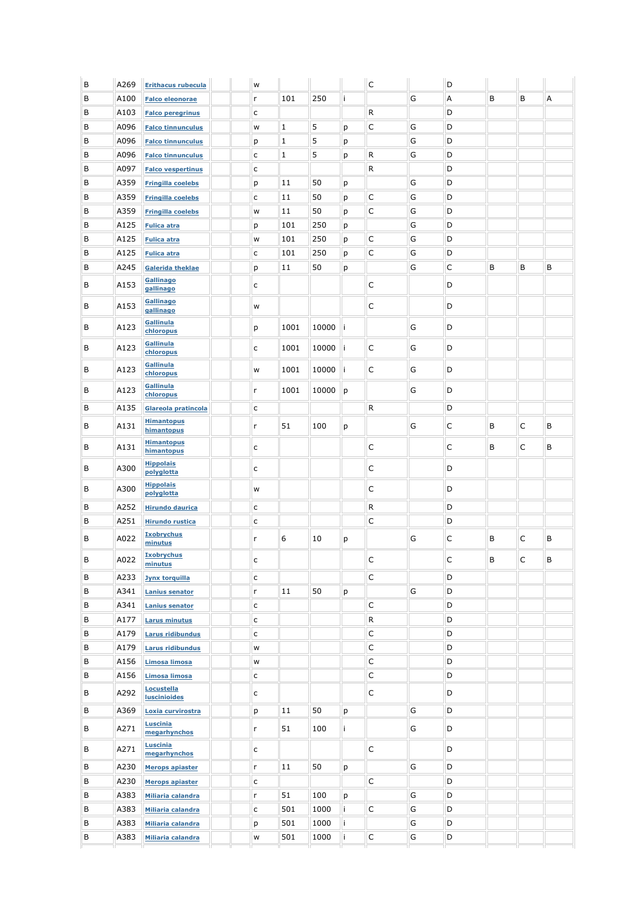| | | | | | | | | | | | | | | | |
|---|---|---|---|---|---|---|---|---|---|---|---|---|---|---|---|
| B | A269 | Erithacus rubecula | | | w | | | | C | | D | | | |
| B | A100 | Falco eleonorae | | | r | 101 | 250 | i | | G | A | B | B | A |
| B | A103 | Falco peregrinus | | | c | | | | R | | D | | | |
| B | A096 | Falco tinnunculus | | | w | 1 | 5 | p | C | G | D | | | |
| B | A096 | Falco tinnunculus | | | p | 1 | 5 | p | | G | D | | | |
| B | A096 | Falco tinnunculus | | | c | 1 | 5 | p | R | G | D | | | |
| B | A097 | Falco vespertinus | | | c | | | | R | | D | | | |
| B | A359 | Fringilla coelebs | | | p | 11 | 50 | p | | G | D | | | |
| B | A359 | Fringilla coelebs | | | c | 11 | 50 | p | C | G | D | | | |
| B | A359 | Fringilla coelebs | | | w | 11 | 50 | p | C | G | D | | | |
| B | A125 | Fulica atra | | | p | 101 | 250 | p | | G | D | | | |
| B | A125 | Fulica atra | | | w | 101 | 250 | p | C | G | D | | | |
| B | A125 | Fulica atra | | | c | 101 | 250 | p | C | G | D | | | |
| B | A245 | Galerida theklae | | | p | 11 | 50 | p | | G | C | B | B | B |
| B | A153 | Gallinago gallinago | | | c | | | | C | | D | | | |
| B | A153 | Gallinago gallinago | | | w | | | | C | | D | | | |
| B | A123 | Gallinula chloropus | | | p | 1001 | 10000 | i | | G | D | | | |
| B | A123 | Gallinula chloropus | | | c | 1001 | 10000 | i | C | G | D | | | |
| B | A123 | Gallinula chloropus | | | w | 1001 | 10000 | i | C | G | D | | | |
| B | A123 | Gallinula chloropus | | | r | 1001 | 10000 | p | | G | D | | | |
| B | A135 | Glareola pratincola | | | c | | | | R | | D | | | |
| B | A131 | Himantopus himantopus | | | r | 51 | 100 | p | | G | C | B | C | B |
| B | A131 | Himantopus himantopus | | | c | | | | C | | C | B | C | B |
| B | A300 | Hippolais polyglotta | | | c | | | | C | | D | | | |
| B | A300 | Hippolais polyglotta | | | w | | | | C | | D | | | |
| B | A252 | Hirundo daurica | | | c | | | | R | | D | | | |
| B | A251 | Hirundo rustica | | | c | | | | C | | D | | | |
| B | A022 | Ixobrychus minutus | | | r | 6 | 10 | p | | G | C | B | C | B |
| B | A022 | Ixobrychus minutus | | | c | | | | C | | C | B | C | B |
| B | A233 | Jynx torquilla | | | c | | | | C | | D | | | |
| B | A341 | Lanius senator | | | r | 11 | 50 | p | | G | D | | | |
| B | A341 | Lanius senator | | | c | | | | C | | D | | | |
| B | A177 | Larus minutus | | | c | | | | R | | D | | | |
| B | A179 | Larus ridibundus | | | c | | | | C | | D | | | |
| B | A179 | Larus ridibundus | | | w | | | | C | | D | | | |
| B | A156 | Limosa limosa | | | w | | | | C | | D | | | |
| B | A156 | Limosa limosa | | | c | | | | C | | D | | | |
| B | A292 | Locustella luscinioides | | | c | | | | C | | D | | | |
| B | A369 | Loxia curvirostra | | | p | 11 | 50 | p | | G | D | | | |
| B | A271 | Luscinia megarhynchos | | | r | 51 | 100 | i | | G | D | | | |
| B | A271 | Luscinia megarhynchos | | | c | | | | C | | D | | | |
| B | A230 | Merops apiaster | | | r | 11 | 50 | p | | G | D | | | |
| B | A230 | Merops apiaster | | | c | | | | C | | D | | | |
| B | A383 | Miliaria calandra | | | r | 51 | 100 | p | | G | D | | | |
| B | A383 | Miliaria calandra | | | c | 501 | 1000 | i | C | G | D | | | |
| B | A383 | Miliaria calandra | | | p | 501 | 1000 | i | | G | D | | | |
| B | A383 | Miliaria calandra | | | w | 501 | 1000 | i | C | G | D | | | |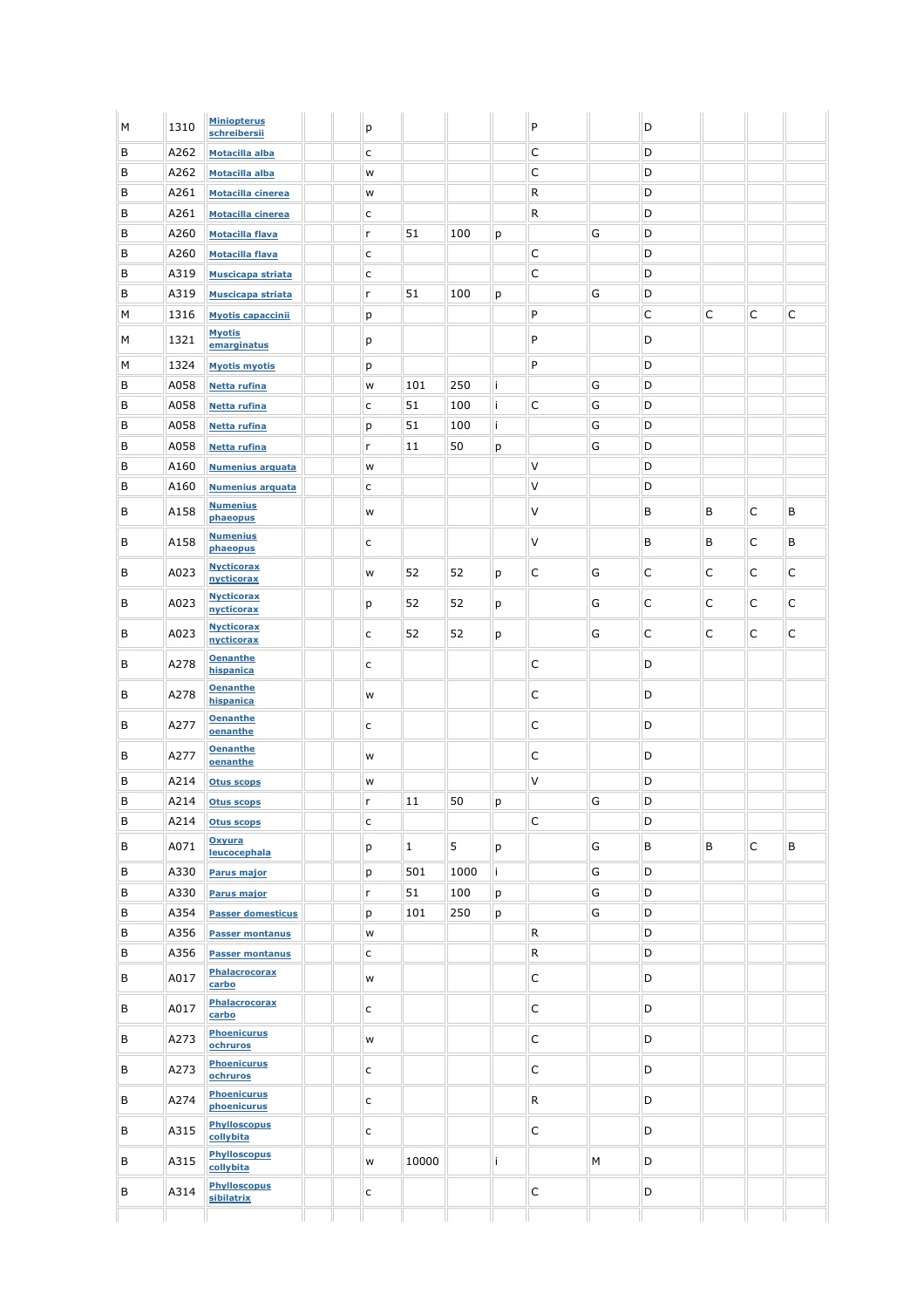| | | | | | | | | | | | | | | | |
|---|---|---|---|---|---|---|---|---|---|---|---|---|---|---|---|
| M | 1310 | Miniopterus schreibersii | | | p | | | | P | | D | | | |
| B | A262 | Motacilla alba | | | c | | | | C | | D | | | |
| B | A262 | Motacilla alba | | | w | | | | C | | D | | | |
| B | A261 | Motacilla cinerea | | | w | | | | R | | D | | | |
| B | A261 | Motacilla cinerea | | | c | | | | R | | D | | | |
| B | A260 | Motacilla flava | | | r | 51 | 100 | p | | G | D | | | |
| B | A260 | Motacilla flava | | | c | | | | C | | D | | | |
| B | A319 | Muscicapa striata | | | c | | | | C | | D | | | |
| B | A319 | Muscicapa striata | | | r | 51 | 100 | p | | G | D | | | |
| M | 1316 | Myotis capaccinii | | | p | | | | P | | C | C | C | C |
| M | 1321 | Myotis emarginatus | | | p | | | | P | | D | | | |
| M | 1324 | Myotis myotis | | | p | | | | P | | D | | | |
| B | A058 | Netta rufina | | | w | 101 | 250 | i | | G | D | | | |
| B | A058 | Netta rufina | | | c | 51 | 100 | i | C | G | D | | | |
| B | A058 | Netta rufina | | | p | 51 | 100 | i | | G | D | | | |
| B | A058 | Netta rufina | | | r | 11 | 50 | p | | G | D | | | |
| B | A160 | Numenius arquata | | | w | | | | V | | D | | | |
| B | A160 | Numenius arquata | | | c | | | | V | | D | | | |
| B | A158 | Numenius phaeopus | | | w | | | | V | | B | B | C | B |
| B | A158 | Numenius phaeopus | | | c | | | | V | | B | B | C | B |
| B | A023 | Nycticorax nycticorax | | | w | 52 | 52 | p | C | G | C | C | C | C |
| B | A023 | Nycticorax nycticorax | | | p | 52 | 52 | p | | G | C | C | C | C |
| B | A023 | Nycticorax nycticorax | | | c | 52 | 52 | p | | G | C | C | C | C |
| B | A278 | Oenanthe hispanica | | | c | | | | C | | D | | | |
| B | A278 | Oenanthe hispanica | | | w | | | | C | | D | | | |
| B | A277 | Oenanthe oenanthe | | | c | | | | C | | D | | | |
| B | A277 | Oenanthe oenanthe | | | w | | | | C | | D | | | |
| B | A214 | Otus scops | | | w | | | | V | | D | | | |
| B | A214 | Otus scops | | | r | 11 | 50 | p | | G | D | | | |
| B | A214 | Otus scops | | | c | | | | C | | D | | | |
| B | A071 | Oxyura leucocephala | | | p | 1 | 5 | p | | G | B | B | C | B |
| B | A330 | Parus major | | | p | 501 | 1000 | i | | G | D | | | |
| B | A330 | Parus major | | | r | 51 | 100 | p | | G | D | | | |
| B | A354 | Passer domesticus | | | p | 101 | 250 | p | | G | D | | | |
| B | A356 | Passer montanus | | | w | | | | R | | D | | | |
| B | A356 | Passer montanus | | | c | | | | R | | D | | | |
| B | A017 | Phalacrocorax carbo | | | w | | | | C | | D | | | |
| B | A017 | Phalacrocorax carbo | | | c | | | | C | | D | | | |
| B | A273 | Phoenicurus ochruros | | | w | | | | C | | D | | | |
| B | A273 | Phoenicurus ochruros | | | c | | | | C | | D | | | |
| B | A274 | Phoenicurus phoenicurus | | | c | | | | R | | D | | | |
| B | A315 | Phylloscopus collybita | | | c | | | | C | | D | | | |
| B | A315 | Phylloscopus collybita | | | w | 10000 | | i | | M | D | | | |
| B | A314 | Phylloscopus sibilatrix | | | c | | | | C | | D | | | |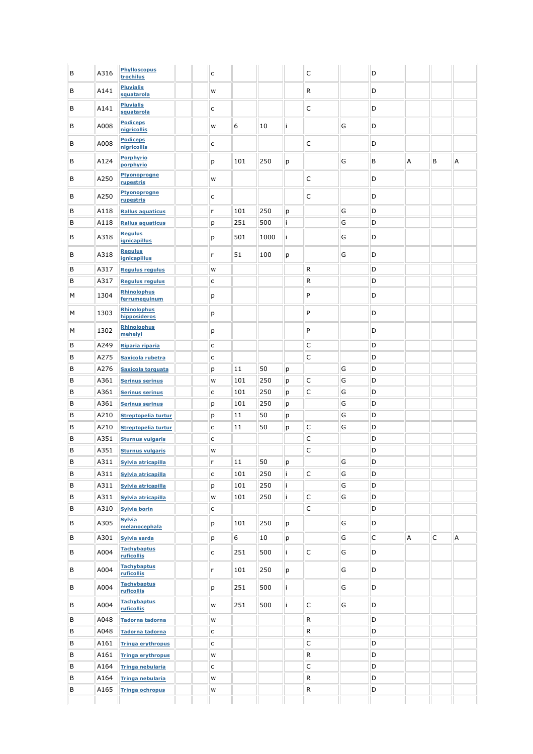| | | | | | | | | | | | | | | |
|---|---|---|---|---|---|---|---|---|---|---|---|---|---|---|
| B | A316 | Phylloscopus trochilus | | | c | | | | C | | D | | | |
| B | A141 | Pluvialis squatarola | | | w | | | | R | | D | | | |
| B | A141 | Pluvialis squatarola | | | c | | | | C | | D | | | |
| B | A008 | Podiceps nigricollis | | | w | 6 | 10 | i | | G | D | | | |
| B | A008 | Podiceps nigricollis | | | c | | | | C | | D | | | |
| B | A124 | Porphyrio porphyrio | | | p | 101 | 250 | p | | G | B | A | B | A |
| B | A250 | Ptyonoprogne rupestris | | | w | | | | C | | D | | | |
| B | A250 | Ptyonoprogne rupestris | | | c | | | | C | | D | | | |
| B | A118 | Rallus aquaticus | | | r | 101 | 250 | p | | G | D | | | |
| B | A118 | Rallus aquaticus | | | p | 251 | 500 | i | | G | D | | | |
| B | A318 | Regulus ignicapillus | | | p | 501 | 1000 | i | | G | D | | | |
| B | A318 | Regulus ignicapillus | | | r | 51 | 100 | p | | G | D | | | |
| B | A317 | Regulus regulus | | | w | | | | R | | D | | | |
| B | A317 | Regulus regulus | | | c | | | | R | | D | | | |
| M | 1304 | Rhinolophus ferrumequinum | | | p | | | | P | | D | | | |
| M | 1303 | Rhinolophus hipposideros | | | p | | | | P | | D | | | |
| M | 1302 | Rhinolophus mehelyi | | | p | | | | P | | D | | | |
| B | A249 | Riparia riparia | | | c | | | | C | | D | | | |
| B | A275 | Saxicola rubetra | | | c | | | | C | | D | | | |
| B | A276 | Saxicola torquata | | | p | 11 | 50 | p | | G | D | | | |
| B | A361 | Serinus serinus | | | w | 101 | 250 | p | C | G | D | | | |
| B | A361 | Serinus serinus | | | c | 101 | 250 | p | C | G | D | | | |
| B | A361 | Serinus serinus | | | p | 101 | 250 | p | | G | D | | | |
| B | A210 | Streptopelia turtur | | | p | 11 | 50 | p | | G | D | | | |
| B | A210 | Streptopelia turtur | | | c | 11 | 50 | p | C | G | D | | | |
| B | A351 | Sturnus vulgaris | | | c | | | | C | | D | | | |
| B | A351 | Sturnus vulgaris | | | w | | | | C | | D | | | |
| B | A311 | Sylvia atricapilla | | | r | 11 | 50 | p | | G | D | | | |
| B | A311 | Sylvia atricapilla | | | c | 101 | 250 | i | C | G | D | | | |
| B | A311 | Sylvia atricapilla | | | p | 101 | 250 | i | | G | D | | | |
| B | A311 | Sylvia atricapilla | | | w | 101 | 250 | i | C | G | D | | | |
| B | A310 | Sylvia borin | | | c | | | | C | | D | | | |
| B | A305 | Sylvia melanocephala | | | p | 101 | 250 | p | | G | D | | | |
| B | A301 | Sylvia sarda | | | p | 6 | 10 | p | | G | C | A | C | A |
| B | A004 | Tachybaptus ruficollis | | | c | 251 | 500 | i | C | G | D | | | |
| B | A004 | Tachybaptus ruficollis | | | r | 101 | 250 | p | | G | D | | | |
| B | A004 | Tachybaptus ruficollis | | | p | 251 | 500 | i | | G | D | | | |
| B | A004 | Tachybaptus ruficollis | | | w | 251 | 500 | i | C | G | D | | | |
| B | A048 | Tadorna tadorna | | | w | | | | R | | D | | | |
| B | A048 | Tadorna tadorna | | | c | | | | R | | D | | | |
| B | A161 | Tringa erythropus | | | c | | | | C | | D | | | |
| B | A161 | Tringa erythropus | | | w | | | | R | | D | | | |
| B | A164 | Tringa nebularia | | | c | | | | C | | D | | | |
| B | A164 | Tringa nebularia | | | w | | | | R | | D | | | |
| B | A165 | Tringa ochropus | | | w | | | | R | | D | | | |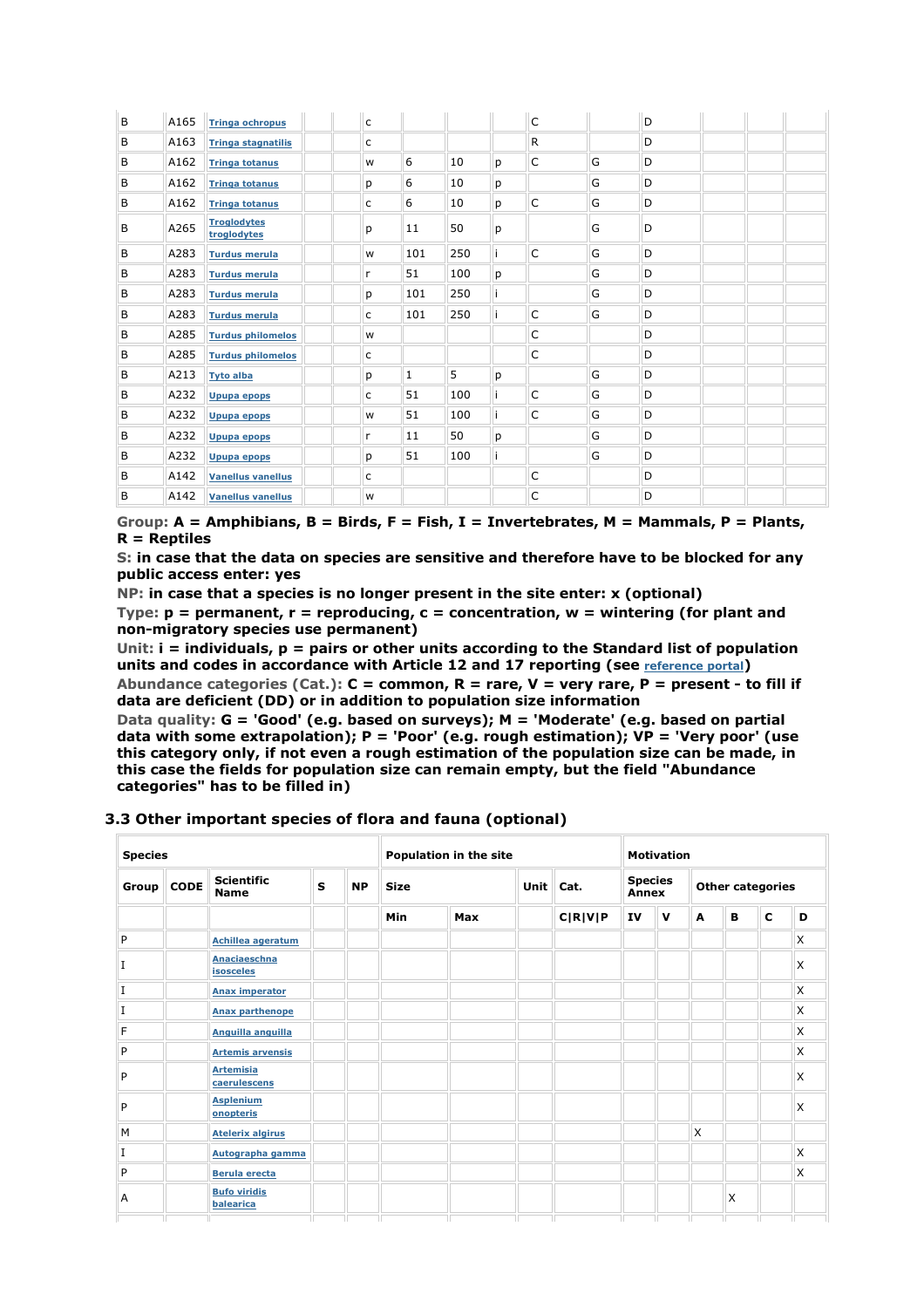| B | A165 | Tringa ochropus | | | c | | | | C | | D | | | |
|---|---|---|---|---|---|---|---|---|---|---|---|---|---|---|
| B | A163 | Tringa stagnatilis | | | c | | | | R | | D | | | |
| B | A162 | Tringa totanus | | | w | 6 | 10 | p | C | G | D | | | |
| B | A162 | Tringa totanus | | | p | 6 | 10 | p | | G | D | | | |
| B | A162 | Tringa totanus | | | c | 6 | 10 | p | C | G | D | | | |
| B | A265 | Troglodytes troglodytes | | | p | 11 | 50 | p | | G | D | | | |
| B | A283 | Turdus merula | | | w | 101 | 250 | i | C | G | D | | | |
| B | A283 | Turdus merula | | | r | 51 | 100 | p | | G | D | | | |
| B | A283 | Turdus merula | | | p | 101 | 250 | i | | G | D | | | |
| B | A283 | Turdus merula | | | c | 101 | 250 | i | C | G | D | | | |
| B | A285 | Turdus philomelos | | | w | | | | C | | D | | | |
| B | A285 | Turdus philomelos | | | c | | | | C | | D | | | |
| B | A213 | Tyto alba | | | p | 1 | 5 | p | | G | D | | | |
| B | A232 | Upupa epops | | | c | 51 | 100 | i | C | G | D | | | |
| B | A232 | Upupa epops | | | w | 51 | 100 | i | C | G | D | | | |
| B | A232 | Upupa epops | | | r | 11 | 50 | p | | G | D | | | |
| B | A232 | Upupa epops | | | p | 51 | 100 | i | | G | D | | | |
| B | A142 | Vanellus vanellus | | | c | | | | C | | D | | | |
| B | A142 | Vanellus vanellus | | | w | | | | C | | D | | | |

**Group: A = Amphibians, B = Birds, F = Fish, I = Invertebrates, M = Mammals, P = Plants, R = Reptiles**

**S: in case that the data on species are sensitive and therefore have to be blocked for any public access enter: yes**

**NP: in case that a species is no longer present in the site enter: x (optional)**

**Type: p = permanent, r = reproducing, c = concentration, w = wintering (for plant and non-migratory species use permanent)**

**Unit: i = individuals, p = pairs or other units according to the Standard list of population units and codes in accordance with Article 12 and 17 reporting (see reference portal)**

**Abundance categories (Cat.): C = common, R = rare, V = very rare, P = present - to fill if data are deficient (DD) or in addition to population size information**

**Data quality: G = 'Good' (e.g. based on surveys); M = 'Moderate' (e.g. based on partial data with some extrapolation); P = 'Poor' (e.g. rough estimation); VP = 'Very poor' (use this category only, if not even a rough estimation of the population size can be made, in this case the fields for population size can remain empty, but the field "Abundance categories" has to be filled in)**

### 3.3 Other important species of flora and fauna (optional)

| Species | | | | | Population in the site | | | | Motivation | | | | | |
|---|---|---|---|---|---|---|---|---|---|---|---|---|---|---|
| Group | CODE | Scientific Name | S | NP | Size | | Unit | Cat. | Species Annex | | Other categories | | | |
| | | | | | Min | Max | | C\|R\|V\|P | IV | V | A | B | C | D |
| P | | Achillea ageratum | | | | | | | | | | | | X |
| I | | Anaciaeschna isosceles | | | | | | | | | | | | X |
| I | | Anax imperator | | | | | | | | | | | | X |
| I | | Anax parthenope | | | | | | | | | | | | X |
| F | | Anguilla anguilla | | | | | | | | | | | | X |
| P | | Artemis arvensis | | | | | | | | | | | | X |
| P | | Artemisia caerulescens | | | | | | | | | | | | X |
| P | | Asplenium onopteris | | | | | | | | | | | | X |
| M | | Atelerix algirus | | | | | | | | | X | | | |
| I | | Autographa gamma | | | | | | | | | | | | X |
| P | | Berula erecta | | | | | | | | | | | | X |
| A | | Bufo viridis balearica | | | | | | | | | | X | | |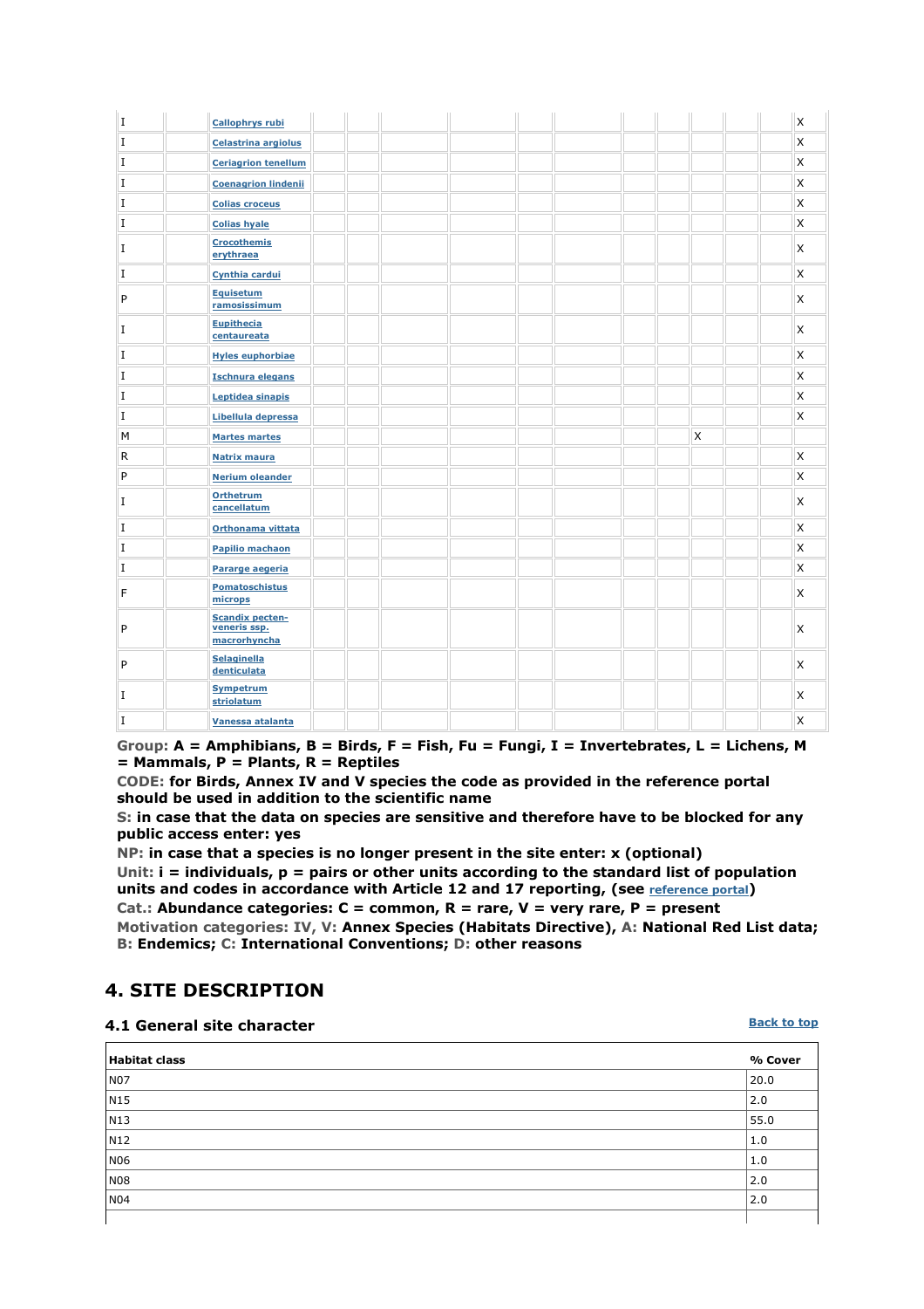| I | | Callophrys rubi | | | | | | | | | | | | X |
|---|---|---|---|---|---|---|---|---|---|---|---|---|---|---|
| I | | Celastrina argiolus | | | | | | | | | | | | X |
| I | | Ceriagrion tenellum | | | | | | | | | | | | X |
| I | | Coenagrion lindenii | | | | | | | | | | | | X |
| I | | Colias croceus | | | | | | | | | | | | X |
| I | | Colias hyale | | | | | | | | | | | | X |
| I | | Crocothemis erythraea | | | | | | | | | | | | X |
| I | | Cynthia cardui | | | | | | | | | | | | X |
| P | | Equisetum ramosissimum | | | | | | | | | | | | X |
| I | | Eupithecia centaureata | | | | | | | | | | | | X |
| I | | Hyles euphorbiae | | | | | | | | | | | | X |
| I | | Ischnura elegans | | | | | | | | | | | | X |
| I | | Leptidea sinapis | | | | | | | | | | | | X |
| I | | Libellula depressa | | | | | | | | | | | | X |
| M | | Martes martes | | | | | | | | | X | | | |
| R | | Natrix maura | | | | | | | | | | | | X |
| P | | Nerium oleander | | | | | | | | | | | | X |
| I | | Orthetrum cancellatum | | | | | | | | | | | | X |
| I | | Orthonama vittata | | | | | | | | | | | | X |
| I | | Papilio machaon | | | | | | | | | | | | X |
| I | | Pararge aegeria | | | | | | | | | | | | X |
| F | | Pomatoschistus microps | | | | | | | | | | | | X |
| P | | Scandix pecten-veneris ssp. macrorhyncha | | | | | | | | | | | | X |
| P | | Selaginella denticulata | | | | | | | | | | | | X |
| I | | Sympetrum striolatum | | | | | | | | | | | | X |
| I | | Vanessa atalanta | | | | | | | | | | | | X |

**Group: A = Amphibians, B = Birds, F = Fish, Fu = Fungi, I = Invertebrates, L = Lichens, M = Mammals, P = Plants, R = Reptiles**

**CODE: for Birds, Annex IV and V species the code as provided in the reference portal should be used in addition to the scientific name**

**S: in case that the data on species are sensitive and therefore have to be blocked for any public access enter: yes**

**NP: in case that a species is no longer present in the site enter: x (optional)**

**Unit: i = individuals, p = pairs or other units according to the standard list of population units and codes in accordance with Article 12 and 17 reporting, (see reference portal)**

**Cat.: Abundance categories: C = common, R = rare, V = very rare, P = present**

**Motivation categories: IV, V: Annex Species (Habitats Directive), A: National Red List data; B: Endemics; C: International Conventions; D: other reasons**

# 4. SITE DESCRIPTION

### 4.1 General site character

Back to top

| Habitat class | % Cover |
|---|---|
| N07 | 20.0 |
| N15 | 2.0 |
| N13 | 55.0 |
| N12 | 1.0 |
| N06 | 1.0 |
| N08 | 2.0 |
| N04 | 2.0 |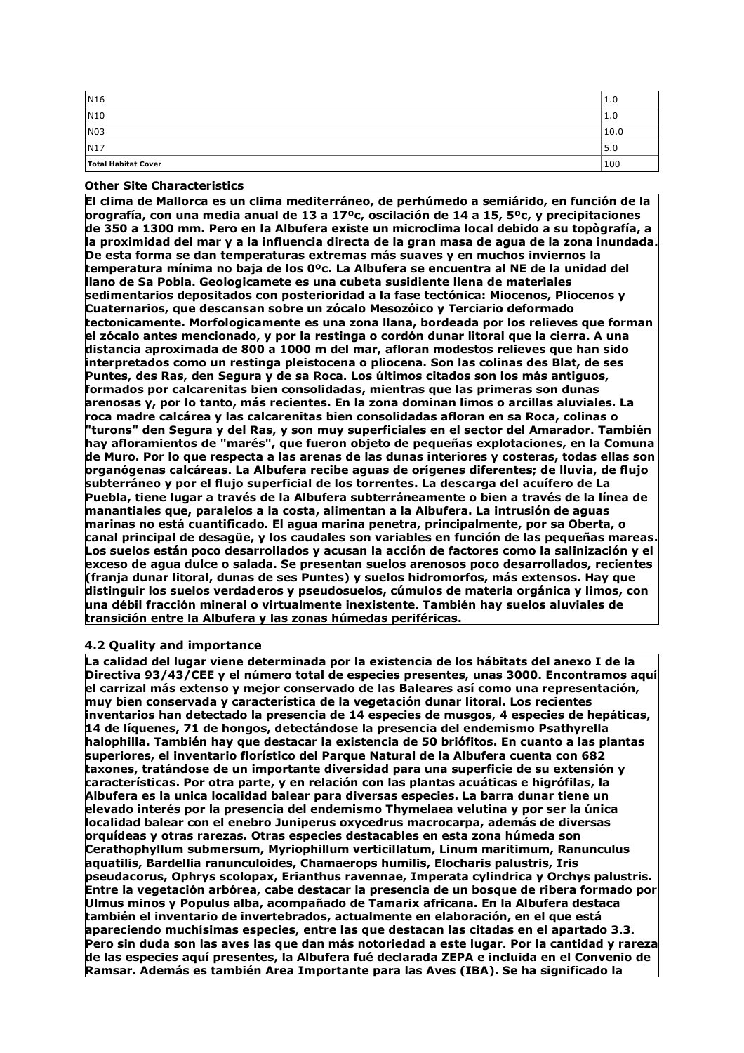| | |
|---|---|
| N16 | 1.0 |
| N10 | 1.0 |
| N03 | 10.0 |
| N17 | 5.0 |
| **Total Habitat Cover** | 100 |

### Other Site Characteristics

**El clima de Mallorca es un clima mediterráneo, de perhúmedo a semiárido, en función de la orografía, con una media anual de 13 a 17ºc, oscilación de 14 a 15, 5ºc, y precipitaciones de 350 a 1300 mm. Pero en la Albufera existe un microclima local debido a su topògrafía, a la proximidad del mar y a la influencia directa de la gran masa de agua de la zona inundada. De esta forma se dan temperaturas extremas más suaves y en muchos inviernos la temperatura mínima no baja de los 0ºc. La Albufera se encuentra al NE de la unidad del llano de Sa Pobla. Geologicamete es una cubeta susidiente llena de materiales sedimentarios depositados con posterioridad a la fase tectónica: Miocenos, Pliocenos y Cuaternarios, que descansan sobre un zócalo Mesozóico y Terciario deformado tectonicamente. Morfologicamente es una zona llana, bordeada por los relieves que forman el zócalo antes mencionado, y por la restinga o cordón dunar litoral que la cierra. A una distancia aproximada de 800 a 1000 m del mar, afloran modestos relieves que han sido interpretados como un restinga pleistocena o pliocena. Son las colinas des Blat, de ses Puntes, des Ras, den Segura y de sa Roca. Los últimos citados son los más antiguos, formados por calcarenitas bien consolidadas, mientras que las primeras son dunas arenosas y, por lo tanto, más recientes. En la zona dominan limos o arcillas aluviales. La roca madre calcárea y las calcarenitas bien consolidadas afloran en sa Roca, colinas o "turons" den Segura y del Ras, y son muy superficiales en el sector del Amarador. También hay afloramientos de "marés", que fueron objeto de pequeñas explotaciones, en la Comuna de Muro. Por lo que respecta a las arenas de las dunas interiores y costeras, todas ellas son organógenas calcáreas. La Albufera recibe aguas de orígenes diferentes; de lluvia, de flujo subterráneo y por el flujo superficial de los torrentes. La descarga del acuífero de La Puebla, tiene lugar a través de la Albufera subterráneamente o bien a través de la línea de manantiales que, paralelos a la costa, alimentan a la Albufera. La intrusión de aguas marinas no está cuantificado. El agua marina penetra, principalmente, por sa Oberta, o canal principal de desagüe, y los caudales son variables en función de las pequeñas mareas. Los suelos están poco desarrollados y acusan la acción de factores como la salinización y el exceso de agua dulce o salada. Se presentan suelos arenosos poco desarrollados, recientes (franja dunar litoral, dunas de ses Puntes) y suelos hidromorfos, más extensos. Hay que distinguir los suelos verdaderos y pseudosuelos, cúmulos de materia orgánica y limos, con una débil fracción mineral o virtualmente inexistente. También hay suelos aluviales de transición entre la Albufera y las zonas húmedas periféricas.**

### 4.2 Quality and importance

**La calidad del lugar viene determinada por la existencia de los hábitats del anexo I de la Directiva 93/43/CEE y el número total de especies presentes, unas 3000. Encontramos aquí el carrizal más extenso y mejor conservado de las Baleares así como una representación, muy bien conservada y característica de la vegetación dunar litoral. Los recientes inventarios han detectado la presencia de 14 especies de musgos, 4 especies de hepáticas, 14 de líquenes, 71 de hongos, detectándose la presencia del endemismo Psathyrella halophilla. También hay que destacar la existencia de 50 briófitos. En cuanto a las plantas superiores, el inventario florístico del Parque Natural de la Albufera cuenta con 682 taxones, tratándose de un importante diversidad para una superficie de su extensión y características. Por otra parte, y en relación con las plantas acuáticas e higrófilas, la Albufera es la unica localidad balear para diversas especies. La barra dunar tiene un elevado interés por la presencia del endemismo Thymelaea velutina y por ser la única localidad balear con el enebro Juniperus oxycedrus macrocarpa, además de diversas orquídeas y otras rarezas. Otras especies destacables en esta zona húmeda son Cerathophyllum submersum, Myriophillum verticillatum, Linum maritimum, Ranunculus aquatilis, Bardellia ranunculoides, Chamaerops humilis, Elocharis palustris, Iris pseudacorus, Ophrys scolopax, Erianthus ravennae, Imperata cylindrica y Orchys palustris. Entre la vegetación arbórea, cabe destacar la presencia de un bosque de ribera formado por Ulmus minos y Populus alba, acompañado de Tamarix africana. En la Albufera destaca también el inventario de invertebrados, actualmente en elaboración, en el que está apareciendo muchísimas especies, entre las que destacan las citadas en el apartado 3.3. Pero sin duda son las aves las que dan más notoriedad a este lugar. Por la cantidad y rareza de las especies aquí presentes, la Albufera fué declarada ZEPA e incluida en el Convenio de Ramsar. Además es también Area Importante para las Aves (IBA). Se ha significado la**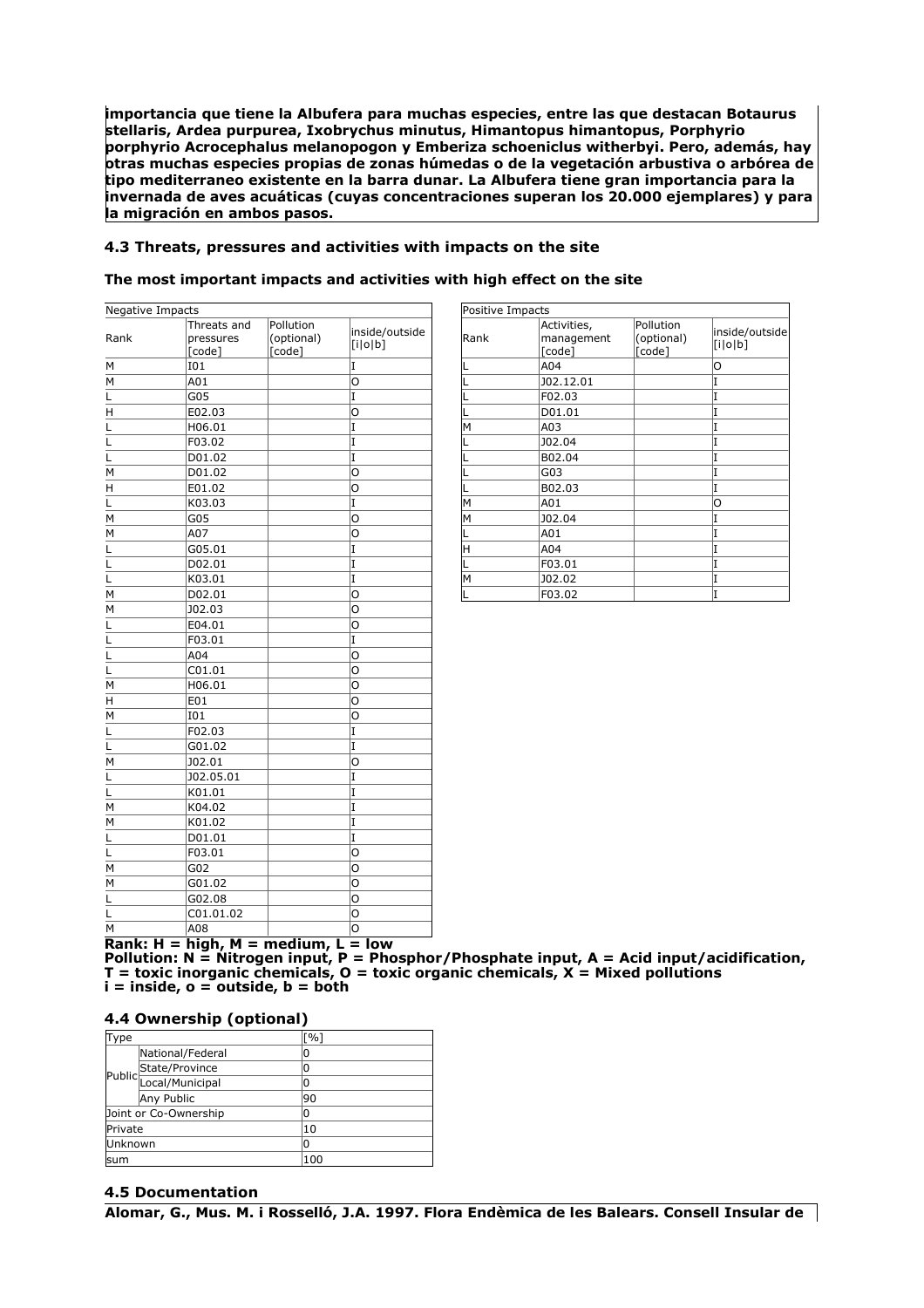**importancia que tiene la Albufera para muchas especies, entre las que destacan Botaurus stellaris, Ardea purpurea, Ixobrychus minutus, Himantopus himantopus, Porphyrio porphyrio Acrocephalus melanopogon y Emberiza schoeniclus witherbyi. Pero, además, hay otras muchas especies propias de zonas húmedas o de la vegetación arbustiva o arbórea de tipo mediterraneo existente en la barra dunar. La Albufera tiene gran importancia para la invernada de aves acuáticas (cuyas concentraciones superan los 20.000 ejemplares) y para la migración en ambos pasos.**

### 4.3 Threats, pressures and activities with impacts on the site

**The most important impacts and activities with high effect on the site**

| Negative Impacts | | | |
|---|---|---|---|
| Rank | Threats and pressures [code] | Pollution (optional) [code] | inside/outside [i\|o\|b] |
| M | I01 | | I |
| M | A01 | | O |
| L | G05 | | I |
| H | E02.03 | | O |
| L | H06.01 | | I |
| L | F03.02 | | I |
| L | D01.02 | | I |
| M | D01.02 | | O |
| H | E01.02 | | O |
| L | K03.03 | | I |
| M | G05 | | O |
| M | A07 | | O |
| L | G05.01 | | I |
| L | D02.01 | | I |
| L | K03.01 | | I |
| M | D02.01 | | O |
| M | J02.03 | | O |
| L | E04.01 | | O |
| L | F03.01 | | I |
| L | A04 | | O |
| L | C01.01 | | O |
| M | H06.01 | | O |
| H | E01 | | O |
| M | I01 | | O |
| L | F02.03 | | I |
| L | G01.02 | | I |
| M | J02.01 | | O |
| L | J02.05.01 | | I |
| L | K01.01 | | I |
| M | K04.02 | | I |
| M | K01.02 | | I |
| L | D01.01 | | I |
| L | F03.01 | | O |
| M | G02 | | O |
| M | G01.02 | | O |
| L | G02.08 | | O |
| L | C01.01.02 | | O |
| M | A08 | | O |

| Positive Impacts | | | |
|---|---|---|---|
| Rank | Activities, management [code] | Pollution (optional) [code] | inside/outside [i\|o\|b] |
| L | A04 | | O |
| L | J02.12.01 | | I |
| L | F02.03 | | I |
| L | D01.01 | | I |
| M | A03 | | I |
| L | J02.04 | | I |
| L | B02.04 | | I |
| L | G03 | | I |
| L | B02.03 | | I |
| M | A01 | | O |
| M | J02.04 | | I |
| L | A01 | | I |
| H | A04 | | I |
| L | F03.01 | | I |
| M | J02.02 | | I |
| L | F03.02 | | I |

**Rank: H = high, M = medium, L = low**
**Pollution: N = Nitrogen input, P = Phosphor/Phosphate input, A = Acid input/acidification, T = toxic inorganic chemicals, O = toxic organic chemicals, X = Mixed pollutions**
**i = inside, o = outside, b = both**

### 4.4 Ownership (optional)

| Type | | [%] |
|---|---|---|
| Public | National/Federal | 0 |
| | State/Province | 0 |
| | Local/Municipal | 0 |
| | Any Public | 90 |
| Joint or Co-Ownership | | 0 |
| Private | | 10 |
| Unknown | | 0 |
| sum | | 100 |

### 4.5 Documentation

**Alomar, G., Mus. M. i Rosselló, J.A. 1997. Flora Endèmica de les Balears. Consell Insular de**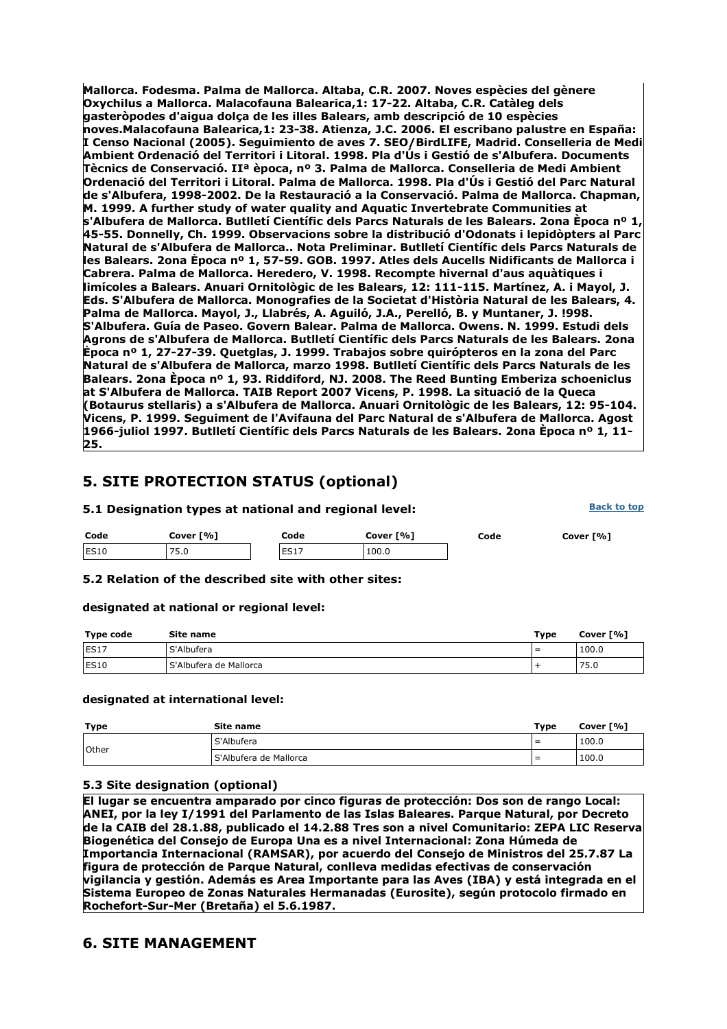**Mallorca. Fodesma. Palma de Mallorca. Altaba, C.R. 2007. Noves espècies del gènere Oxychilus a Mallorca. Malacofauna Balearica,1: 17-22. Altaba, C.R. Catàleg dels gasteròpodes d'aigua dolça de les illes Balears, amb descripció de 10 espècies noves.Malacofauna Balearica,1: 23-38. Atienza, J.C. 2006. El escribano palustre en España: I Censo Nacional (2005). Seguimiento de aves 7. SEO/BirdLIFE, Madrid. Conselleria de Medi Ambient Ordenació del Territori i Litoral. 1998. Pla d'Ús i Gestió de s'Albufera. Documents Tècnics de Conservació. IIª època, nº 3. Palma de Mallorca. Conselleria de Medi Ambient Ordenació del Territori i Litoral. Palma de Mallorca. 1998. Pla d'Ús i Gestió del Parc Natural de s'Albufera, 1998-2002. De la Restauració a la Conservació. Palma de Mallorca. Chapman, M. 1999. A further study of water quality and Aquatic Invertebrate Communities at s'Albufera de Mallorca. Butlletí Científic dels Parcs Naturals de les Balears. 2ona Època nº 1, 45-55. Donnelly, Ch. 1999. Observacions sobre la distribució d'Odonats i lepidòpters al Parc Natural de s'Albufera de Mallorca.. Nota Preliminar. Butlletí Científic dels Parcs Naturals de les Balears. 2ona Època nº 1, 57-59. GOB. 1997. Atles dels Aucells Nidificants de Mallorca i Cabrera. Palma de Mallorca. Heredero, V. 1998. Recompte hivernal d'aus aquàtiques i limícoles a Balears. Anuari Ornitològic de les Balears, 12: 111-115. Martínez, A. i Mayol, J. Eds. S'Albufera de Mallorca. Monografies de la Societat d'Història Natural de les Balears, 4. Palma de Mallorca. Mayol, J., Llabrés, A. Aguiló, J.A., Perelló, B. y Muntaner, J. !998. S'Albufera. Guía de Paseo. Govern Balear. Palma de Mallorca. Owens. N. 1999. Estudi dels Agrons de s'Albufera de Mallorca. Butlletí Científic dels Parcs Naturals de les Balears. 2ona Època nº 1, 27-27-39. Quetglas, J. 1999. Trabajos sobre quirópteros en la zona del Parc Natural de s'Albufera de Mallorca, marzo 1998. Butlletí Científic dels Parcs Naturals de les Balears. 2ona Època nº 1, 93. Riddiford, NJ. 2008. The Reed Bunting Emberiza schoeniclus at S'Albufera de Mallorca. TAIB Report 2007 Vicens, P. 1998. La situació de la Queca (Botaurus stellaris) a s'Albufera de Mallorca. Anuari Ornitològic de les Balears, 12: 95-104. Vicens, P. 1999. Seguiment de l'Avifauna del Parc Natural de s'Albufera de Mallorca. Agost 1966-juliol 1997. Butlletí Científic dels Parcs Naturals de les Balears. 2ona Època nº 1, 11-25.**

## 5. SITE PROTECTION STATUS (optional)

### 5.1 Designation types at national and regional level:

Back to top

| Code | Cover [%] | Code | Cover [%] | Code | Cover [%] |
|---|---|---|---|---|---|
| ES10 | 75.0 | ES17 | 100.0 | | |

### 5.2 Relation of the described site with other sites:

**designated at national or regional level:**

| Type code | Site name | Type | Cover [%] |
|---|---|---|---|
| ES17 | S'Albufera | = | 100.0 |
| ES10 | S'Albufera de Mallorca | + | 75.0 |

**designated at international level:**

| Type | Site name | Type | Cover [%] |
|---|---|---|---|
| Other | S'Albufera | = | 100.0 |
| | S'Albufera de Mallorca | = | 100.0 |

### 5.3 Site designation (optional)

**El lugar se encuentra amparado por cinco figuras de protección: Dos son de rango Local: ANEI, por la ley I/1991 del Parlamento de las Islas Baleares. Parque Natural, por Decreto de la CAIB del 28.1.88, publicado el 14.2.88 Tres son a nivel Comunitario: ZEPA LIC Reserva Biogenética del Consejo de Europa Una es a nivel Internacional: Zona Húmeda de Importancia Internacional (RAMSAR), por acuerdo del Consejo de Ministros del 25.7.87 La figura de protección de Parque Natural, conlleva medidas efectivas de conservación vigilancia y gestión. Además es Area Importante para las Aves (IBA) y está integrada en el Sistema Europeo de Zonas Naturales Hermanadas (Eurosite), según protocolo firmado en Rochefort-Sur-Mer (Bretaña) el 5.6.1987.**

## 6. SITE MANAGEMENT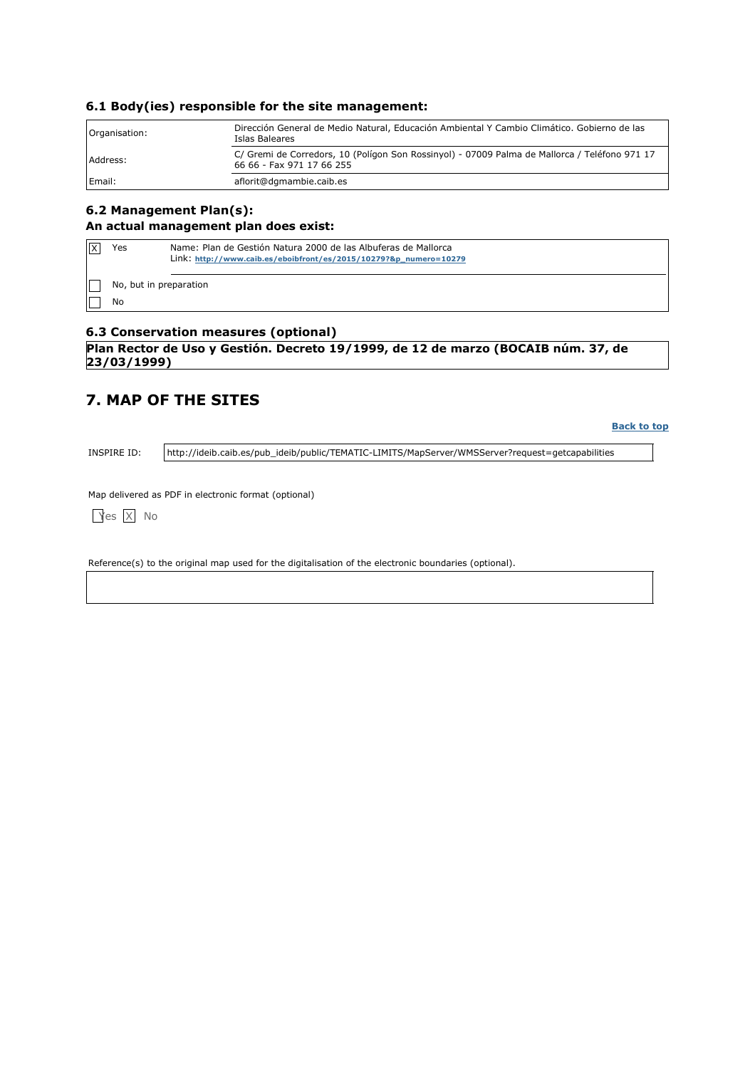### 6.1 Body(ies) responsible for the site management:

| | |
|---|---|
| Organisation: | Dirección General de Medio Natural, Educación Ambiental Y Cambio Climático. Gobierno de las Islas Baleares |
| Address: | C/ Gremi de Corredors, 10 (Polígon Son Rossinyol) - 07009 Palma de Mallorca / Teléfono 971 17 66 66 - Fax 971 17 66 255 |
| Email: | aflorit@dgmambie.caib.es |

### 6.2 Management Plan(s):

**An actual management plan does exist:**

| | | |
|---|---|---|
| X | Yes | Name: Plan de Gestión Natura 2000 de las Albuferas de Mallorca<br>Link: http://www.caib.es/eboibfront/es/2015/10279?&p_numero=10279 |
| | No, but in preparation | |
| | No | |

### 6.3 Conservation measures (optional)

**Plan Rector de Uso y Gestión. Decreto 19/1999, de 12 de marzo (BOCAIB núm. 37, de 23/03/1999)**

## 7. MAP OF THE SITES

Back to top

INSPIRE ID: http://ideib.caib.es/pub_ideib/public/TEMATIC-LIMITS/MapServer/WMSServer?request=getcapabilities

Map delivered as PDF in electronic format (optional)

☐ Yes ☒ No

Reference(s) to the original map used for the digitalisation of the electronic boundaries (optional).